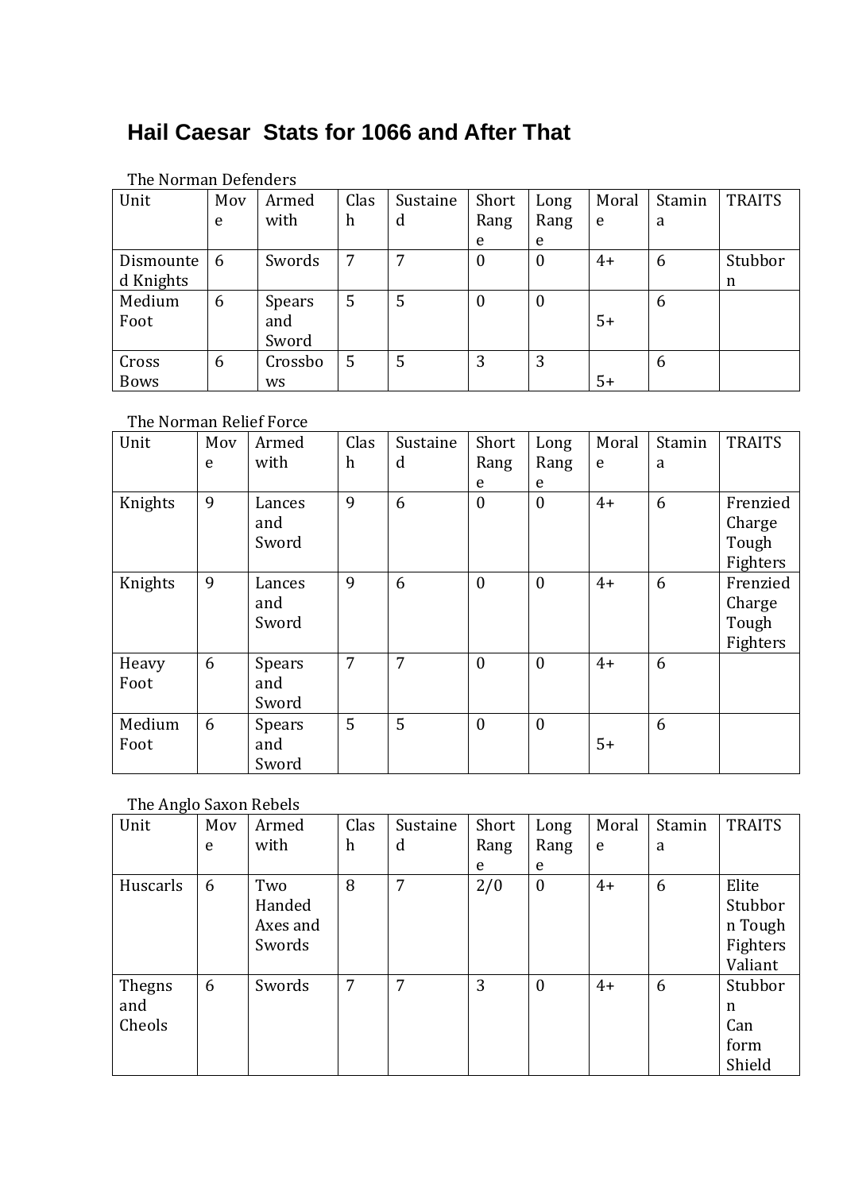# Hail Caesar Stats for 1066 and After That

The Norman Defenders

| Unit | Move | Armed with | Clash | Sustained | Short Range | Long Range | Morale | Stamina | TRAITS |
|---|---|---|---|---|---|---|---|---|---|
| Dismounted Knights | 6 | Swords | 7 | 7 | 0 | 0 | 4+ | 6 | Stubborn |
| Medium Foot | 6 | Spears and Sword | 5 | 5 | 0 | 0 | 5+ | 6 | |
| Cross Bows | 6 | Crossbows | 5 | 5 | 3 | 3 | 5+ | 6 | |

The Norman Relief Force

| Unit | Move | Armed with | Clash | Sustained | Short Range | Long Range | Morale | Stamina | TRAITS |
|---|---|---|---|---|---|---|---|---|---|
| Knights | 9 | Lances and Sword | 9 | 6 | 0 | 0 | 4+ | 6 | Frenzied Charge Tough Fighters |
| Knights | 9 | Lances and Sword | 9 | 6 | 0 | 0 | 4+ | 6 | Frenzied Charge Tough Fighters |
| Heavy Foot | 6 | Spears and Sword | 7 | 7 | 0 | 0 | 4+ | 6 | |
| Medium Foot | 6 | Spears and Sword | 5 | 5 | 0 | 0 | 5+ | 6 | |

The Anglo Saxon Rebels

| Unit | Move | Armed with | Clash | Sustained | Short Range | Long Range | Morale | Stamina | TRAITS |
|---|---|---|---|---|---|---|---|---|---|
| Huscarls | 6 | Two Handed Axes and Swords | 8 | 7 | 2/0 | 0 | 4+ | 6 | Elite Stubborn Tough Fighters Valiant |
| Thegns and Cheols | 6 | Swords | 7 | 7 | 3 | 0 | 4+ | 6 | Stubborn Can form Shield |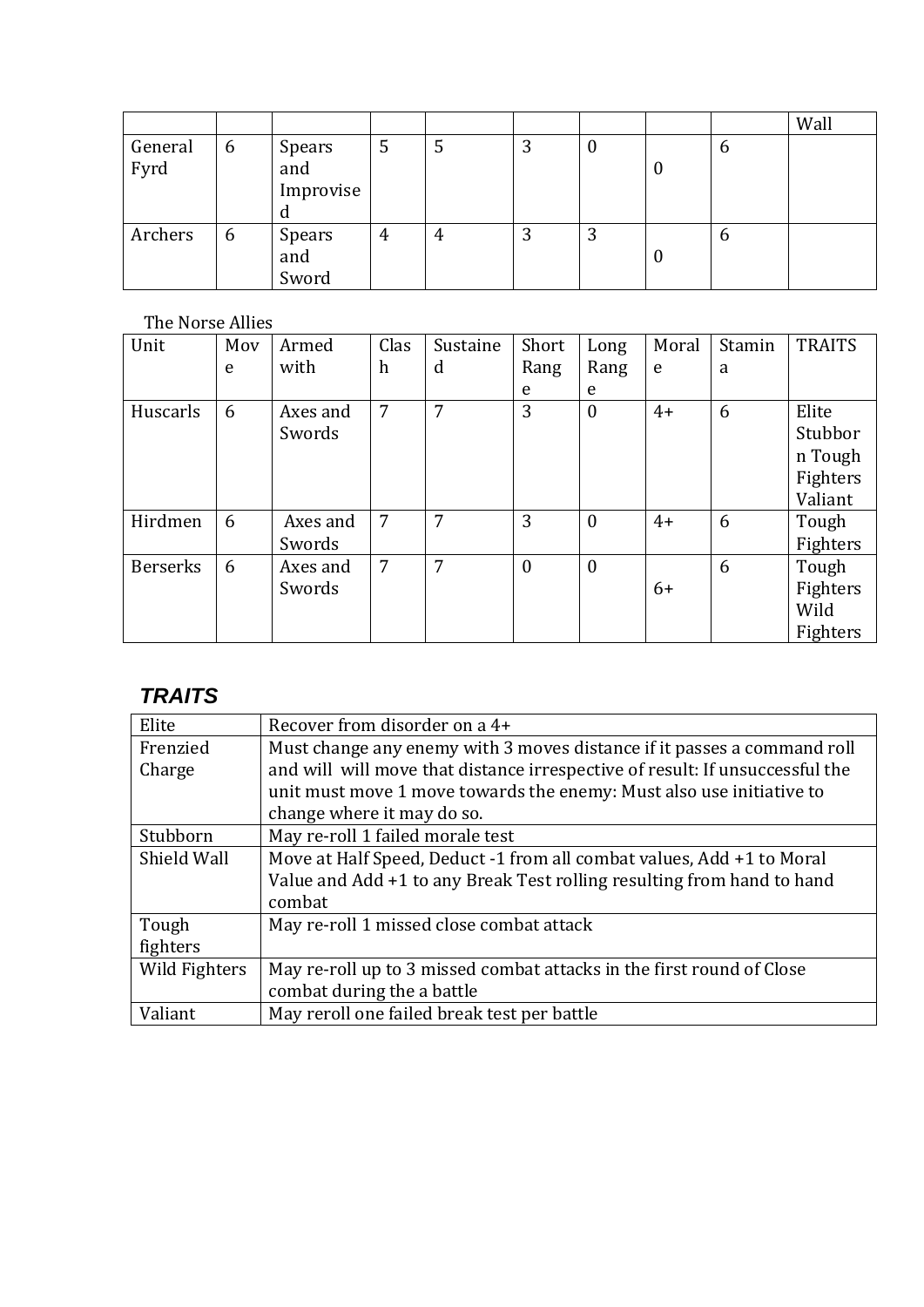| | | | | | | | | | Wall |
|---|---|---|---|---|---|---|---|---|---|
| General Fyrd | 6 | Spears and Improvised | 5 | 5 | 3 | 0 | 0 | 6 | |
| Archers | 6 | Spears and Sword | 4 | 4 | 3 | 3 | 0 | 6 | |

The Norse Allies

| Unit | Move | Armed with | Clash | Sustained | Short Range | Long Range | Morale | Stamina | TRAITS |
|---|---|---|---|---|---|---|---|---|---|
| Huscarls | 6 | Axes and Swords | 7 | 7 | 3 | 0 | 4+ | 6 | Elite Stubborn Tough Fighters Valiant |
| Hirdmen | 6 | Axes and Swords | 7 | 7 | 3 | 0 | 4+ | 6 | Tough Fighters |
| Berserks | 6 | Axes and Swords | 7 | 7 | 0 | 0 | 6+ | 6 | Tough Fighters Wild Fighters |

## *TRAITS*

| | |
|---|---|
| Elite | Recover from disorder on a 4+ |
| Frenzied Charge | Must change any enemy with 3 moves distance if it passes a command roll and will will move that distance irrespective of result: If unsuccessful the unit must move 1 move towards the enemy: Must also use initiative to change where it may do so. |
| Stubborn | May re-roll 1 failed morale test |
| Shield Wall | Move at Half Speed, Deduct -1 from all combat values, Add +1 to Moral Value and Add +1 to any Break Test rolling resulting from hand to hand combat |
| Tough fighters | May re-roll 1 missed close combat attack |
| Wild Fighters | May re-roll up to 3 missed combat attacks in the first round of Close combat during the a battle |
| Valiant | May reroll one failed break test per battle |